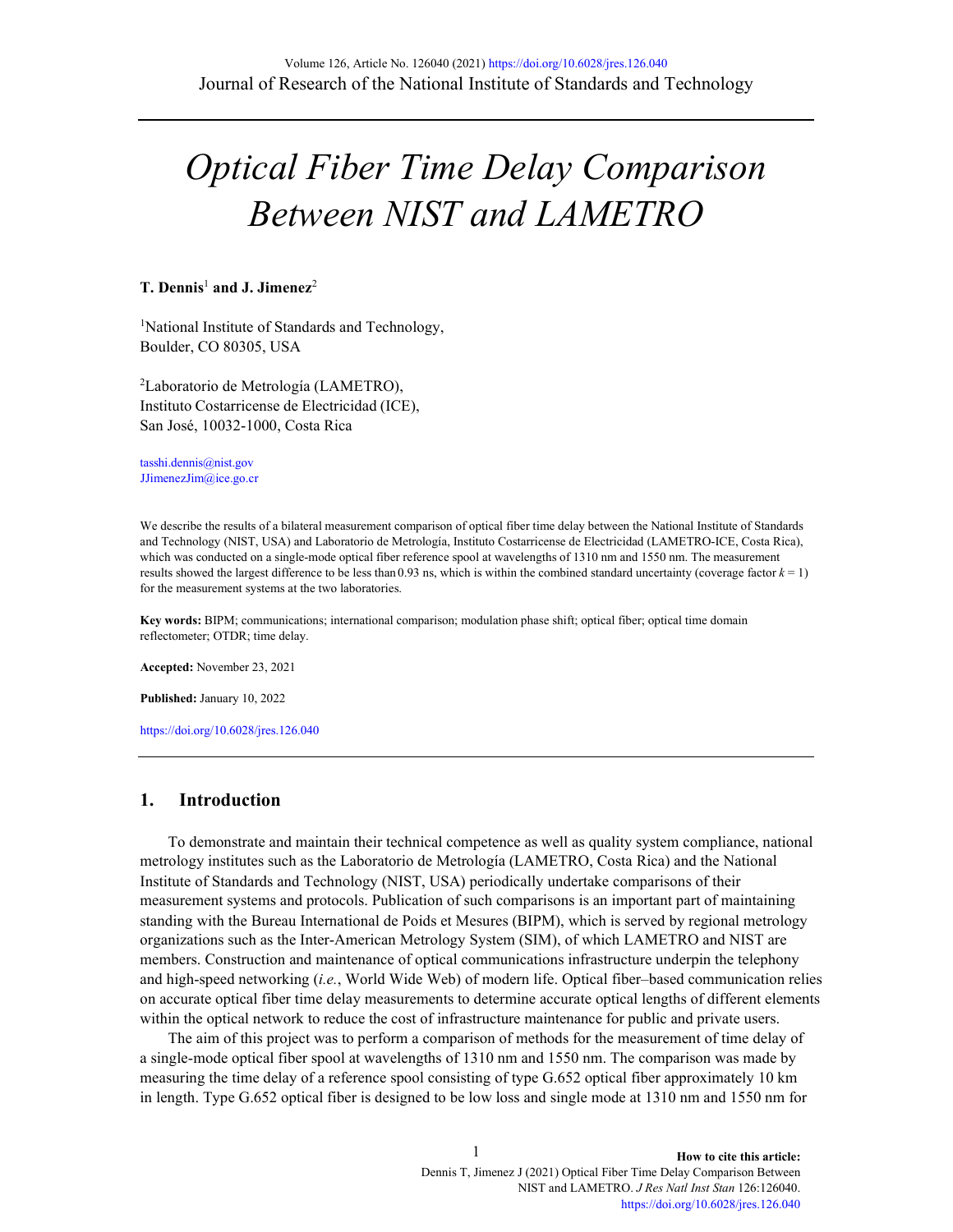# *Optical Fiber Time Delay Comparison Between NIST and LAMETRO*

**T. Dennis**[1] **and J. Jimenez**[2]

[1]National Institute of Standards and Technology,
Boulder, CO 80305, USA

[2]Laboratorio de Metrología (LAMETRO),
Instituto Costarricense de Electricidad (ICE),
San José, 10032-1000, Costa Rica

tasshi.dennis@nist.gov
JJimenezJim@ice.go.cr

We describe the results of a bilateral measurement comparison of optical fiber time delay between the National Institute of Standards and Technology (NIST, USA) and Laboratorio de Metrología, Instituto Costarricense de Electricidad (LAMETRO-ICE, Costa Rica), which was conducted on a single-mode optical fiber reference spool at wavelengths of 1310 nm and 1550 nm. The measurement results showed the largest difference to be less than 0.93 ns, which is within the combined standard uncertainty (coverage factor $k = 1$) for the measurement systems at the two laboratories.

**Key words:** BIPM; communications; international comparison; modulation phase shift; optical fiber; optical time domain reflectometer; OTDR; time delay.

**Accepted:** November 23, 2021

**Published:** January 10, 2022

https://doi.org/10.6028/jres.126.040

## 1. Introduction

To demonstrate and maintain their technical competence as well as quality system compliance, national metrology institutes such as the Laboratorio de Metrología (LAMETRO, Costa Rica) and the National Institute of Standards and Technology (NIST, USA) periodically undertake comparisons of their measurement systems and protocols. Publication of such comparisons is an important part of maintaining standing with the Bureau International de Poids et Mesures (BIPM), which is served by regional metrology organizations such as the Inter-American Metrology System (SIM), of which LAMETRO and NIST are members. Construction and maintenance of optical communications infrastructure underpin the telephony and high-speed networking (*i.e.*, World Wide Web) of modern life. Optical fiber–based communication relies on accurate optical fiber time delay measurements to determine accurate optical lengths of different elements within the optical network to reduce the cost of infrastructure maintenance for public and private users.

The aim of this project was to perform a comparison of methods for the measurement of time delay of a single-mode optical fiber spool at wavelengths of 1310 nm and 1550 nm. The comparison was made by measuring the time delay of a reference spool consisting of type G.652 optical fiber approximately 10 km in length. Type G.652 optical fiber is designed to be low loss and single mode at 1310 nm and 1550 nm for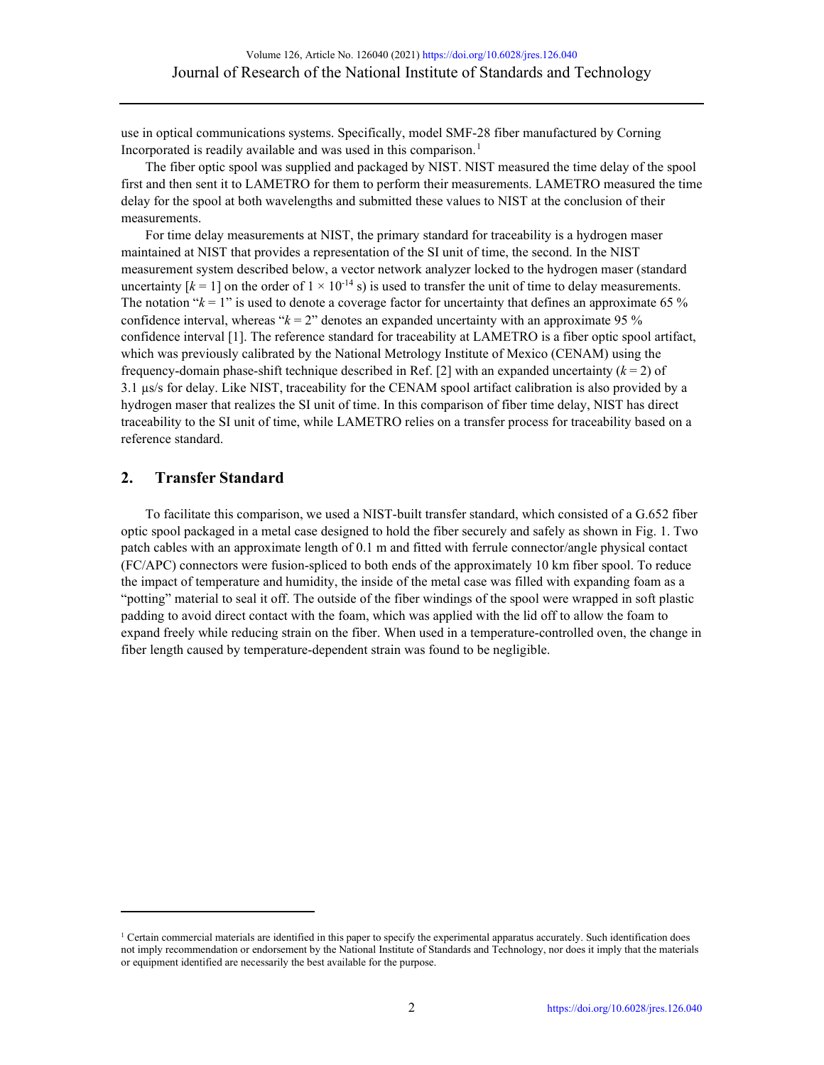use in optical communications systems. Specifically, model SMF-28 fiber manufactured by Corning Incorporated is readily available and was used in this comparison.[1]

The fiber optic spool was supplied and packaged by NIST. NIST measured the time delay of the spool first and then sent it to LAMETRO for them to perform their measurements. LAMETRO measured the time delay for the spool at both wavelengths and submitted these values to NIST at the conclusion of their measurements.

For time delay measurements at NIST, the primary standard for traceability is a hydrogen maser maintained at NIST that provides a representation of the SI unit of time, the second. In the NIST measurement system described below, a vector network analyzer locked to the hydrogen maser (standard uncertainty [$k = 1$] on the order of $1 \times 10^{-14}$ s) is used to transfer the unit of time to delay measurements. The notation "$k = 1$" is used to denote a coverage factor for uncertainty that defines an approximate 65 % confidence interval, whereas "$k = 2$" denotes an expanded uncertainty with an approximate 95 % confidence interval [1]. The reference standard for traceability at LAMETRO is a fiber optic spool artifact, which was previously calibrated by the National Metrology Institute of Mexico (CENAM) using the frequency-domain phase-shift technique described in Ref. [2] with an expanded uncertainty ($k = 2$) of 3.1 µs/s for delay. Like NIST, traceability for the CENAM spool artifact calibration is also provided by a hydrogen maser that realizes the SI unit of time. In this comparison of fiber time delay, NIST has direct traceability to the SI unit of time, while LAMETRO relies on a transfer process for traceability based on a reference standard.

## 2. Transfer Standard

To facilitate this comparison, we used a NIST-built transfer standard, which consisted of a G.652 fiber optic spool packaged in a metal case designed to hold the fiber securely and safely as shown in Fig. 1. Two patch cables with an approximate length of 0.1 m and fitted with ferrule connector/angle physical contact (FC/APC) connectors were fusion-spliced to both ends of the approximately 10 km fiber spool. To reduce the impact of temperature and humidity, the inside of the metal case was filled with expanding foam as a "potting" material to seal it off. The outside of the fiber windings of the spool were wrapped in soft plastic padding to avoid direct contact with the foam, which was applied with the lid off to allow the foam to expand freely while reducing strain on the fiber. When used in a temperature-controlled oven, the change in fiber length caused by temperature-dependent strain was found to be negligible.

---

[1] Certain commercial materials are identified in this paper to specify the experimental apparatus accurately. Such identification does not imply recommendation or endorsement by the National Institute of Standards and Technology, nor does it imply that the materials or equipment identified are necessarily the best available for the purpose.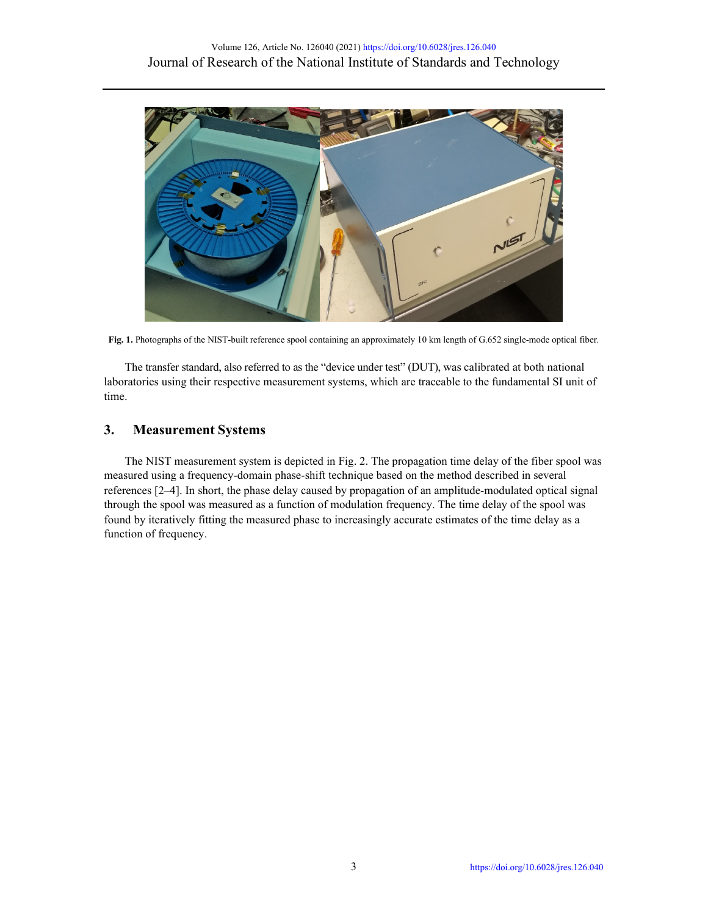Fig. 1. Photographs of the NIST-built reference spool containing an approximately 10 km length of G.652 single-mode optical fiber.

The transfer standard, also referred to as the "device under test" (DUT), was calibrated at both national laboratories using their respective measurement systems, which are traceable to the fundamental SI unit of time.

## 3. Measurement Systems

The NIST measurement system is depicted in Fig. 2. The propagation time delay of the fiber spool was measured using a frequency-domain phase-shift technique based on the method described in several references [2–4]. In short, the phase delay caused by propagation of an amplitude-modulated optical signal through the spool was measured as a function of modulation frequency. The time delay of the spool was found by iteratively fitting the measured phase to increasingly accurate estimates of the time delay as a function of frequency.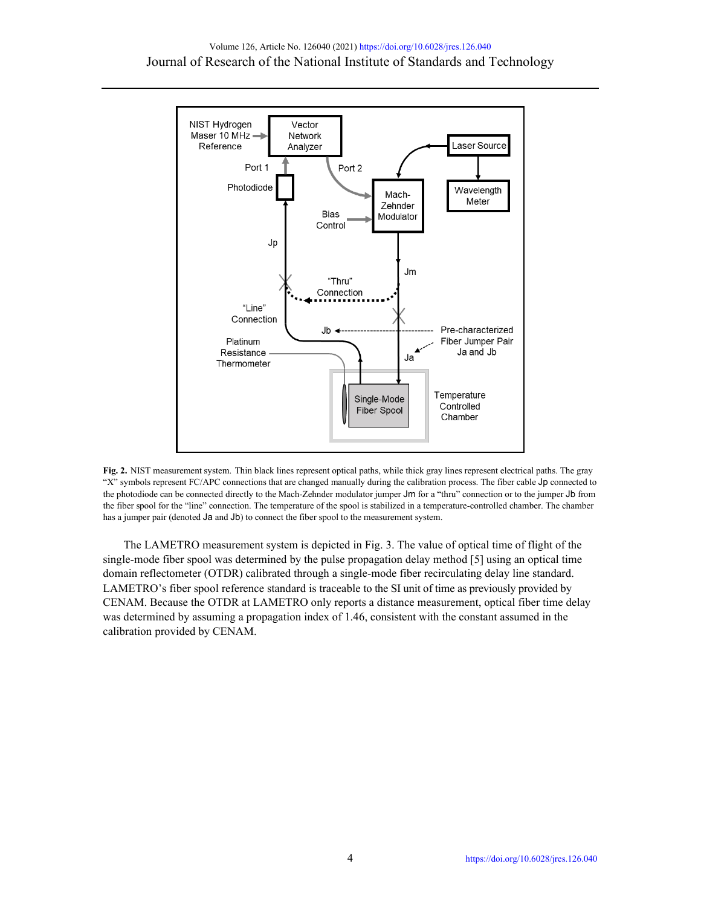**Fig. 2.** NIST measurement system. Thin black lines represent optical paths, while thick gray lines represent electrical paths. The gray "X" symbols represent FC/APC connections that are changed manually during the calibration process. The fiber cable Jp connected to the photodiode can be connected directly to the Mach-Zehnder modulator jumper Jm for a "thru" connection or to the jumper Jb from the fiber spool for the "line" connection. The temperature of the spool is stabilized in a temperature-controlled chamber. The chamber has a jumper pair (denoted Ja and Jb) to connect the fiber spool to the measurement system.

The LAMETRO measurement system is depicted in Fig. 3. The value of optical time of flight of the single-mode fiber spool was determined by the pulse propagation delay method [5] using an optical time domain reflectometer (OTDR) calibrated through a single-mode fiber recirculating delay line standard. LAMETRO's fiber spool reference standard is traceable to the SI unit of time as previously provided by CENAM. Because the OTDR at LAMETRO only reports a distance measurement, optical fiber time delay was determined by assuming a propagation index of 1.46, consistent with the constant assumed in the calibration provided by CENAM.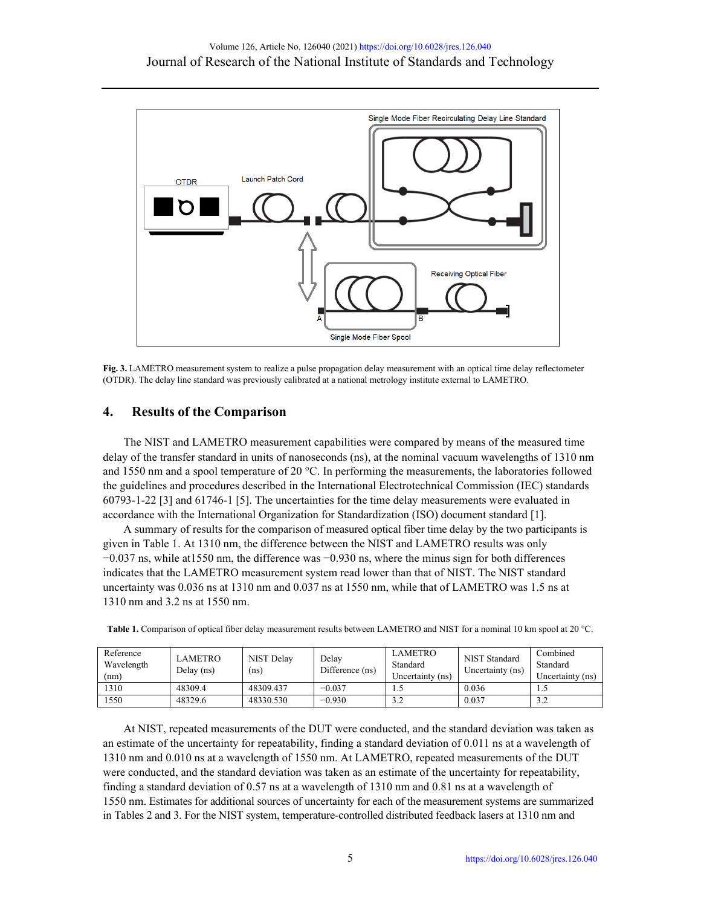Fig. 3. LAMETRO measurement system to realize a pulse propagation delay measurement with an optical time delay reflectometer (OTDR). The delay line standard was previously calibrated at a national metrology institute external to LAMETRO.

## 4. Results of the Comparison

The NIST and LAMETRO measurement capabilities were compared by means of the measured time delay of the transfer standard in units of nanoseconds (ns), at the nominal vacuum wavelengths of 1310 nm and 1550 nm and a spool temperature of 20 °C. In performing the measurements, the laboratories followed the guidelines and procedures described in the International Electrotechnical Commission (IEC) standards 60793-1-22 [3] and 61746-1 [5]. The uncertainties for the time delay measurements were evaluated in accordance with the International Organization for Standardization (ISO) document standard [1].

A summary of results for the comparison of measured optical fiber time delay by the two participants is given in Table 1. At 1310 nm, the difference between the NIST and LAMETRO results was only −0.037 ns, while at1550 nm, the difference was −0.930 ns, where the minus sign for both differences indicates that the LAMETRO measurement system read lower than that of NIST. The NIST standard uncertainty was 0.036 ns at 1310 nm and 0.037 ns at 1550 nm, while that of LAMETRO was 1.5 ns at 1310 nm and 3.2 ns at 1550 nm.

**Table 1.** Comparison of optical fiber delay measurement results between LAMETRO and NIST for a nominal 10 km spool at 20 °C.

| Reference Wavelength (nm) | LAMETRO Delay (ns) | NIST Delay (ns) | Delay Difference (ns) | LAMETRO Standard Uncertainty (ns) | NIST Standard Uncertainty (ns) | Combined Standard Uncertainty (ns) |
|---|---|---|---|---|---|---|
| 1310 | 48309.4 | 48309.437 | −0.037 | 1.5 | 0.036 | 1.5 |
| 1550 | 48329.6 | 48330.530 | −0.930 | 3.2 | 0.037 | 3.2 |

At NIST, repeated measurements of the DUT were conducted, and the standard deviation was taken as an estimate of the uncertainty for repeatability, finding a standard deviation of 0.011 ns at a wavelength of 1310 nm and 0.010 ns at a wavelength of 1550 nm. At LAMETRO, repeated measurements of the DUT were conducted, and the standard deviation was taken as an estimate of the uncertainty for repeatability, finding a standard deviation of 0.57 ns at a wavelength of 1310 nm and 0.81 ns at a wavelength of 1550 nm. Estimates for additional sources of uncertainty for each of the measurement systems are summarized in Tables 2 and 3. For the NIST system, temperature-controlled distributed feedback lasers at 1310 nm and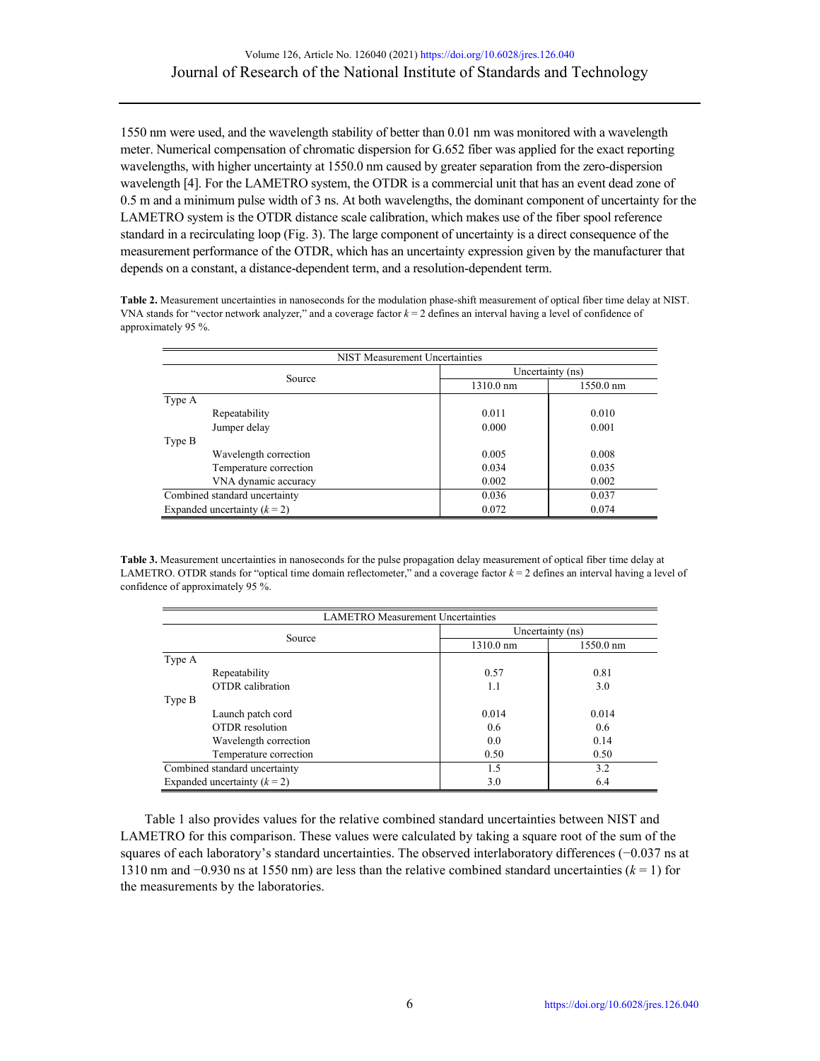1550 nm were used, and the wavelength stability of better than 0.01 nm was monitored with a wavelength meter. Numerical compensation of chromatic dispersion for G.652 fiber was applied for the exact reporting wavelengths, with higher uncertainty at 1550.0 nm caused by greater separation from the zero-dispersion wavelength [4]. For the LAMETRO system, the OTDR is a commercial unit that has an event dead zone of 0.5 m and a minimum pulse width of 3 ns. At both wavelengths, the dominant component of uncertainty for the LAMETRO system is the OTDR distance scale calibration, which makes use of the fiber spool reference standard in a recirculating loop (Fig. 3). The large component of uncertainty is a direct consequence of the measurement performance of the OTDR, which has an uncertainty expression given by the manufacturer that depends on a constant, a distance-dependent term, and a resolution-dependent term.

**Table 2.** Measurement uncertainties in nanoseconds for the modulation phase-shift measurement of optical fiber time delay at NIST. VNA stands for "vector network analyzer," and a coverage factor $k = 2$ defines an interval having a level of confidence of approximately 95 %.

| NIST Measurement Uncertainties | | |
|---|---|---|
| Source | Uncertainty (ns) | |
| | 1310.0 nm | 1550.0 nm |
| Type A | | |
| Repeatability | 0.011 | 0.010 |
| Jumper delay | 0.000 | 0.001 |
| Type B | | |
| Wavelength correction | 0.005 | 0.008 |
| Temperature correction | 0.034 | 0.035 |
| VNA dynamic accuracy | 0.002 | 0.002 |
| Combined standard uncertainty | 0.036 | 0.037 |
| Expanded uncertainty ($k = 2$) | 0.072 | 0.074 |

**Table 3.** Measurement uncertainties in nanoseconds for the pulse propagation delay measurement of optical fiber time delay at LAMETRO. OTDR stands for "optical time domain reflectometer," and a coverage factor $k = 2$ defines an interval having a level of confidence of approximately 95 %.

| LAMETRO Measurement Uncertainties | | |
|---|---|---|
| Source | Uncertainty (ns) | |
| | 1310.0 nm | 1550.0 nm |
| Type A | | |
| Repeatability | 0.57 | 0.81 |
| OTDR calibration | 1.1 | 3.0 |
| Type B | | |
| Launch patch cord | 0.014 | 0.014 |
| OTDR resolution | 0.6 | 0.6 |
| Wavelength correction | 0.0 | 0.14 |
| Temperature correction | 0.50 | 0.50 |
| Combined standard uncertainty | 1.5 | 3.2 |
| Expanded uncertainty ($k = 2$) | 3.0 | 6.4 |

Table 1 also provides values for the relative combined standard uncertainties between NIST and LAMETRO for this comparison. These values were calculated by taking a square root of the sum of the squares of each laboratory's standard uncertainties. The observed interlaboratory differences (−0.037 ns at 1310 nm and −0.930 ns at 1550 nm) are less than the relative combined standard uncertainties ($k = 1$) for the measurements by the laboratories.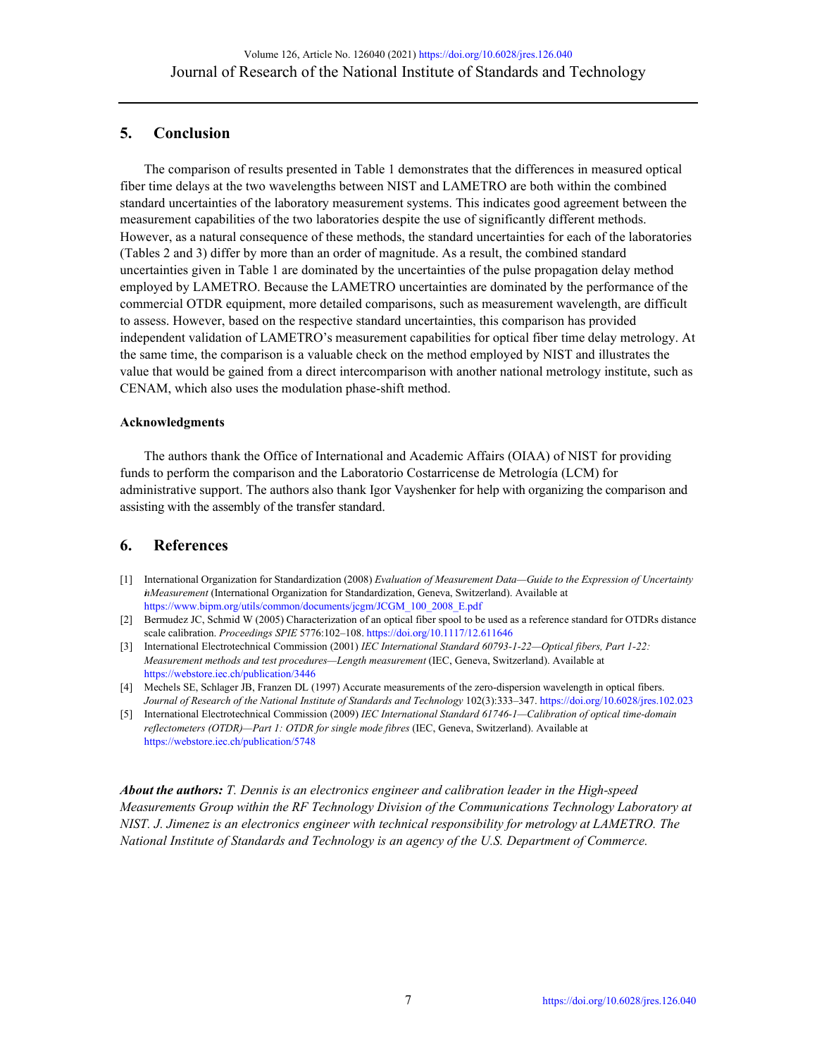## 5. Conclusion

The comparison of results presented in Table 1 demonstrates that the differences in measured optical fiber time delays at the two wavelengths between NIST and LAMETRO are both within the combined standard uncertainties of the laboratory measurement systems. This indicates good agreement between the measurement capabilities of the two laboratories despite the use of significantly different methods. However, as a natural consequence of these methods, the standard uncertainties for each of the laboratories (Tables 2 and 3) differ by more than an order of magnitude. As a result, the combined standard uncertainties given in Table 1 are dominated by the uncertainties of the pulse propagation delay method employed by LAMETRO. Because the LAMETRO uncertainties are dominated by the performance of the commercial OTDR equipment, more detailed comparisons, such as measurement wavelength, are difficult to assess. However, based on the respective standard uncertainties, this comparison has provided independent validation of LAMETRO's measurement capabilities for optical fiber time delay metrology. At the same time, the comparison is a valuable check on the method employed by NIST and illustrates the value that would be gained from a direct intercomparison with another national metrology institute, such as CENAM, which also uses the modulation phase-shift method.

#### Acknowledgments

The authors thank the Office of International and Academic Affairs (OIAA) of NIST for providing funds to perform the comparison and the Laboratorio Costarricense de Metrología (LCM) for administrative support. The authors also thank Igor Vayshenker for help with organizing the comparison and assisting with the assembly of the transfer standard.

## 6. References

[1] International Organization for Standardization (2008) *Evaluation of Measurement Data—Guide to the Expression of Uncertainty in Measurement* (International Organization for Standardization, Geneva, Switzerland). Available at https://www.bipm.org/utils/common/documents/jcgm/JCGM_100_2008_E.pdf

[2] Bermudez JC, Schmid W (2005) Characterization of an optical fiber spool to be used as a reference standard for OTDRs distance scale calibration. *Proceedings SPIE* 5776:102–108. https://doi.org/10.1117/12.611646

[3] International Electrotechnical Commission (2001) *IEC International Standard 60793-1-22—Optical fibers, Part 1-22: Measurement methods and test procedures—Length measurement* (IEC, Geneva, Switzerland). Available at https://webstore.iec.ch/publication/3446

[4] Mechels SE, Schlager JB, Franzen DL (1997) Accurate measurements of the zero-dispersion wavelength in optical fibers. *Journal of Research of the National Institute of Standards and Technology* 102(3):333–347. https://doi.org/10.6028/jres.102.023

[5] International Electrotechnical Commission (2009) *IEC International Standard 61746-1—Calibration of optical time-domain reflectometers (OTDR)—Part 1: OTDR for single mode fibres* (IEC, Geneva, Switzerland). Available at https://webstore.iec.ch/publication/5748

***About the authors:*** *T. Dennis is an electronics engineer and calibration leader in the High-speed Measurements Group within the RF Technology Division of the Communications Technology Laboratory at NIST. J. Jimenez is an electronics engineer with technical responsibility for metrology at LAMETRO. The National Institute of Standards and Technology is an agency of the U.S. Department of Commerce.*